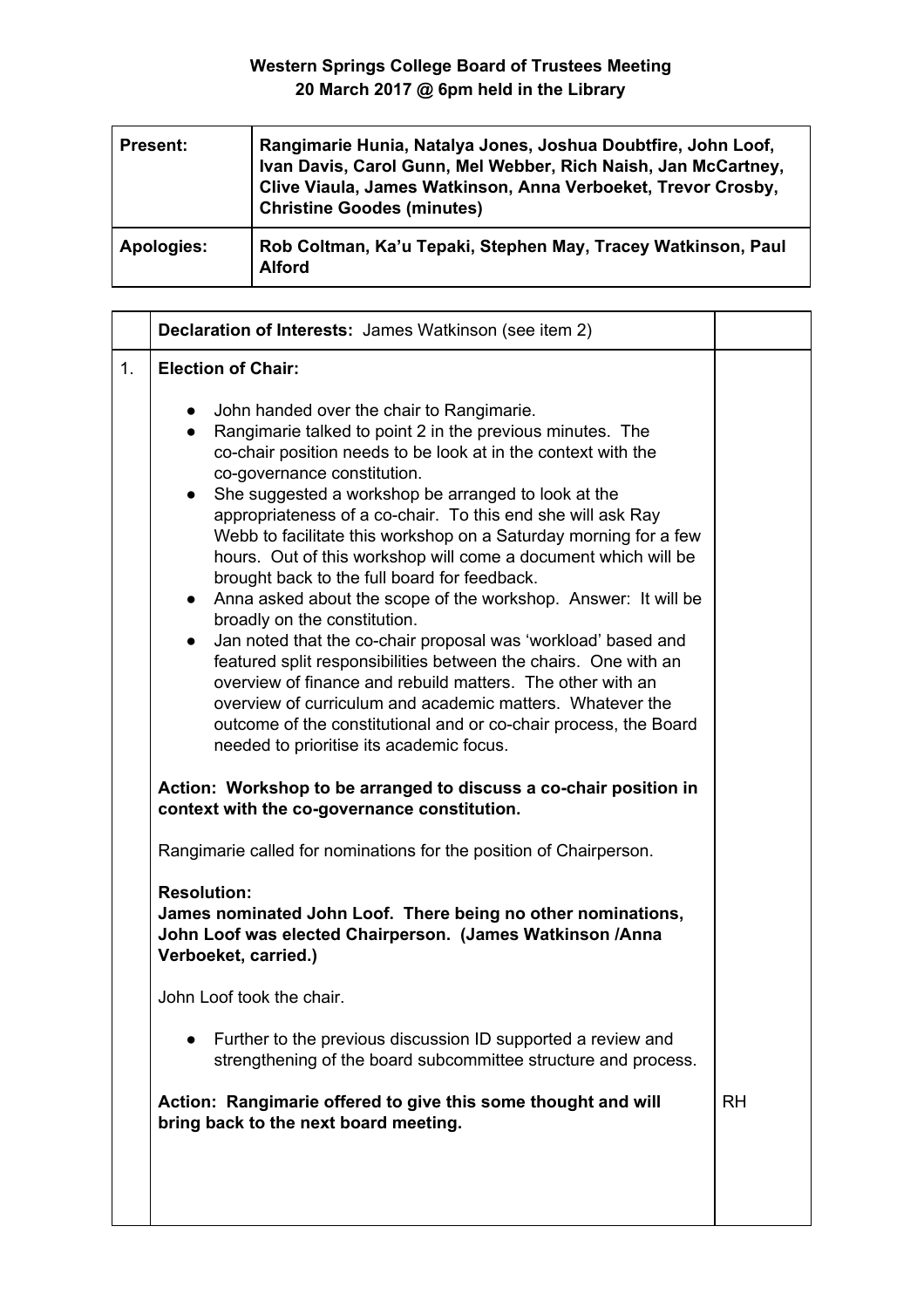**Western Springs College Board of Trustees Meeting**
**20 March 2017 @ 6pm held in the Library**

| | |
|---|---|
| **Present:** | **Rangimarie Hunia, Natalya Jones, Joshua Doubtfire, John Loof, Ivan Davis, Carol Gunn, Mel Webber, Rich Naish, Jan McCartney, Clive Viaula, James Watkinson, Anna Verboeket, Trevor Crosby, Christine Goodes (minutes)** |
| **Apologies:** | **Rob Coltman, Ka'u Tepaki, Stephen May, Tracey Watkinson, Paul Alford** |

| | | |
|---|---|---|
| | **Declaration of Interests:** James Watkinson (see item 2) | |
| 1. | **Election of Chair:**<br><br>• John handed over the chair to Rangimarie.<br>• Rangimarie talked to point 2 in the previous minutes. The co-chair position needs to be look at in the context with the co-governance constitution.<br>• She suggested a workshop be arranged to look at the appropriateness of a co-chair. To this end she will ask Ray Webb to facilitate this workshop on a Saturday morning for a few hours. Out of this workshop will come a document which will be brought back to the full board for feedback.<br>• Anna asked about the scope of the workshop. Answer: It will be broadly on the constitution.<br>• Jan noted that the co-chair proposal was 'workload' based and featured split responsibilities between the chairs. One with an overview of finance and rebuild matters. The other with an overview of curriculum and academic matters. Whatever the outcome of the constitutional and or co-chair process, the Board needed to prioritise its academic focus.<br><br>**Action: Workshop to be arranged to discuss a co-chair position in context with the co-governance constitution.**<br><br>Rangimarie called for nominations for the position of Chairperson.<br><br>**Resolution:**<br>**James nominated John Loof. There being no other nominations, John Loof was elected Chairperson. (James Watkinson /Anna Verboeket, carried.)**<br><br>John Loof took the chair.<br><br>• Further to the previous discussion ID supported a review and strengthening of the board subcommittee structure and process.<br><br>**Action: Rangimarie offered to give this some thought and will bring back to the next board meeting.** | RH |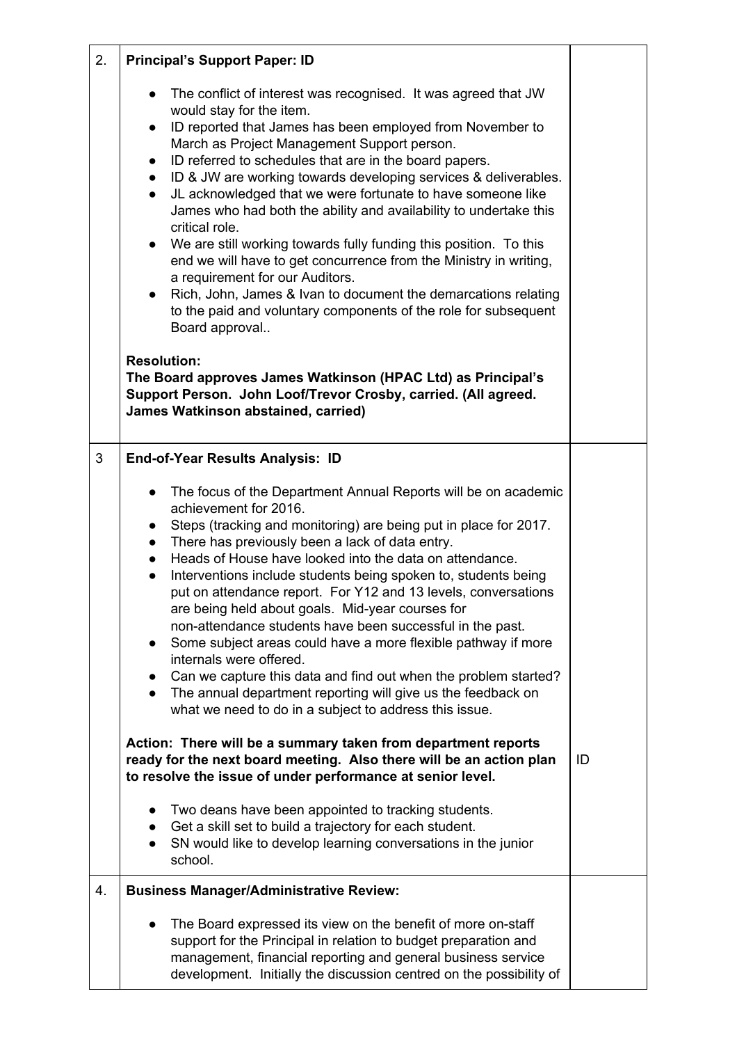| | | |
|---|---|---|
| 2. | **Principal's Support Paper: ID**<br><br>● The conflict of interest was recognised. It was agreed that JW would stay for the item.<br>● ID reported that James has been employed from November to March as Project Management Support person.<br>● ID referred to schedules that are in the board papers.<br>● ID & JW are working towards developing services & deliverables.<br>● JL acknowledged that we were fortunate to have someone like James who had both the ability and availability to undertake this critical role.<br>● We are still working towards fully funding this position. To this end we will have to get concurrence from the Ministry in writing, a requirement for our Auditors.<br>● Rich, John, James & Ivan to document the demarcations relating to the paid and voluntary components of the role for subsequent Board approval..<br><br>**Resolution:**<br>**The Board approves James Watkinson (HPAC Ltd) as Principal's Support Person. John Loof/Trevor Crosby, carried. (All agreed. James Watkinson abstained, carried)** | |
| 3 | **End-of-Year Results Analysis: ID**<br><br>● The focus of the Department Annual Reports will be on academic achievement for 2016.<br>● Steps (tracking and monitoring) are being put in place for 2017.<br>● There has previously been a lack of data entry.<br>● Heads of House have looked into the data on attendance.<br>● Interventions include students being spoken to, students being put on attendance report. For Y12 and 13 levels, conversations are being held about goals. Mid-year courses for non-attendance students have been successful in the past.<br>● Some subject areas could have a more flexible pathway if more internals were offered.<br>● Can we capture this data and find out when the problem started?<br>● The annual department reporting will give us the feedback on what we need to do in a subject to address this issue.<br><br>**Action: There will be a summary taken from department reports ready for the next board meeting. Also there will be an action plan to resolve the issue of under performance at senior level.**<br><br>● Two deans have been appointed to tracking students.<br>● Get a skill set to build a trajectory for each student.<br>● SN would like to develop learning conversations in the junior school. | ID |
| 4. | **Business Manager/Administrative Review:**<br><br>● The Board expressed its view on the benefit of more on-staff support for the Principal in relation to budget preparation and management, financial reporting and general business service development. Initially the discussion centred on the possibility of | |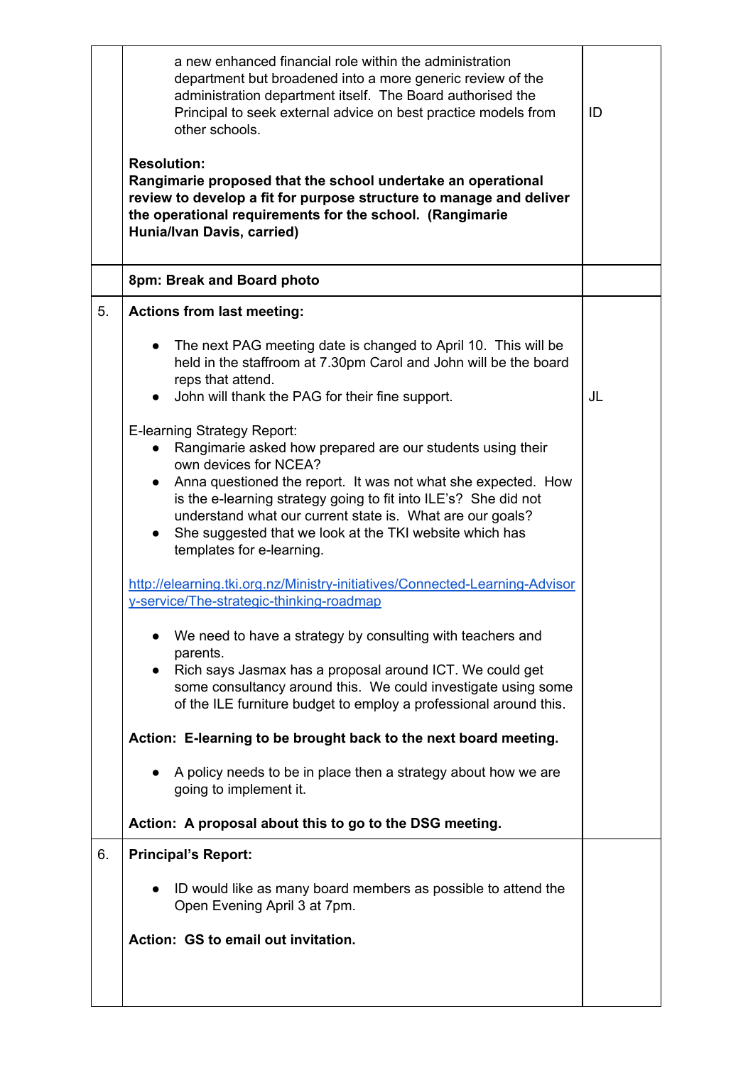| | | |
|---|---|---|
| | a new enhanced financial role within the administration department but broadened into a more generic review of the administration department itself. The Board authorised the Principal to seek external advice on best practice models from other schools.<br><br>**Resolution:**<br>**Rangimarie proposed that the school undertake an operational review to develop a fit for purpose structure to manage and deliver the operational requirements for the school. (Rangimarie Hunia/Ivan Davis, carried)** | ID |
| | **8pm: Break and Board photo** | |
| 5. | **Actions from last meeting:**<br><br>• The next PAG meeting date is changed to April 10. This will be held in the staffroom at 7.30pm Carol and John will be the board reps that attend.<br>• John will thank the PAG for their fine support.<br><br>E-learning Strategy Report:<br>• Rangimarie asked how prepared are our students using their own devices for NCEA?<br>• Anna questioned the report. It was not what she expected. How is the e-learning strategy going to fit into ILE's? She did not understand what our current state is. What are our goals?<br>• She suggested that we look at the TKI website which has templates for e-learning.<br><br>http://elearning.tki.org.nz/Ministry-initiatives/Connected-Learning-Advisory-service/The-strategic-thinking-roadmap<br><br>• We need to have a strategy by consulting with teachers and parents.<br>• Rich says Jasmax has a proposal around ICT. We could get some consultancy around this. We could investigate using some of the ILE furniture budget to employ a professional around this.<br><br>**Action: E-learning to be brought back to the next board meeting.**<br><br>• A policy needs to be in place then a strategy about how we are going to implement it.<br><br>**Action: A proposal about this to go to the DSG meeting.** | JL |
| 6. | **Principal's Report:**<br><br>• ID would like as many board members as possible to attend the Open Evening April 3 at 7pm.<br><br>**Action: GS to email out invitation.** | |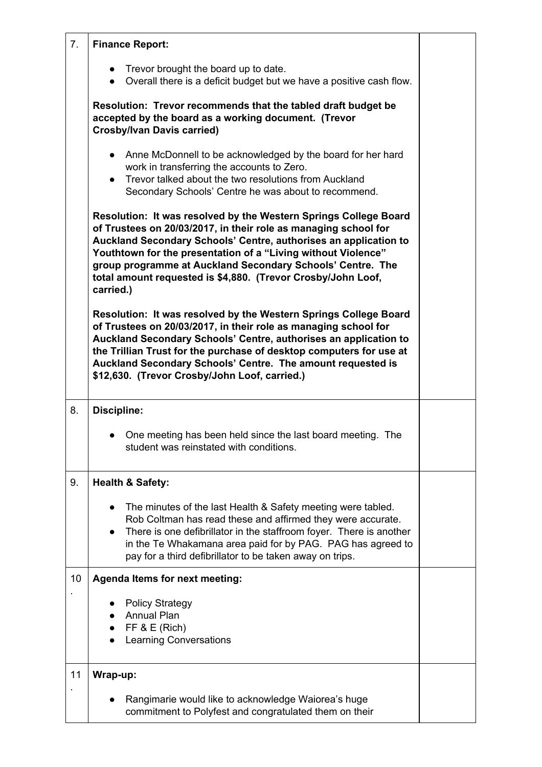| | | |
|---|---|---|
| 7. | **Finance Report:**<br><br>● Trevor brought the board up to date.<br>● Overall there is a deficit budget but we have a positive cash flow.<br><br>**Resolution: Trevor recommends that the tabled draft budget be accepted by the board as a working document. (Trevor Crosby/Ivan Davis carried)**<br><br>● Anne McDonnell to be acknowledged by the board for her hard work in transferring the accounts to Zero.<br>● Trevor talked about the two resolutions from Auckland Secondary Schools' Centre he was about to recommend.<br><br>**Resolution: It was resolved by the Western Springs College Board of Trustees on 20/03/2017, in their role as managing school for Auckland Secondary Schools' Centre, authorises an application to Youthtown for the presentation of a "Living without Violence" group programme at Auckland Secondary Schools' Centre. The total amount requested is $4,880. (Trevor Crosby/John Loof, carried.)**<br><br>**Resolution: It was resolved by the Western Springs College Board of Trustees on 20/03/2017, in their role as managing school for Auckland Secondary Schools' Centre, authorises an application to the Trillian Trust for the purchase of desktop computers for use at Auckland Secondary Schools' Centre. The amount requested is $12,630. (Trevor Crosby/John Loof, carried.)** | |
| 8. | **Discipline:**<br><br>● One meeting has been held since the last board meeting. The student was reinstated with conditions. | |
| 9. | **Health & Safety:**<br><br>● The minutes of the last Health & Safety meeting were tabled. Rob Coltman has read these and affirmed they were accurate.<br>● There is one defibrillator in the staffroom foyer. There is another in the Te Whakamana area paid for by PAG. PAG has agreed to pay for a third defibrillator to be taken away on trips. | |
| 10. | **Agenda Items for next meeting:**<br><br>● Policy Strategy<br>● Annual Plan<br>● FF & E (Rich)<br>● Learning Conversations | |
| 11. | **Wrap-up:**<br><br>● Rangimarie would like to acknowledge Waiorea's huge commitment to Polyfest and congratulated them on their | |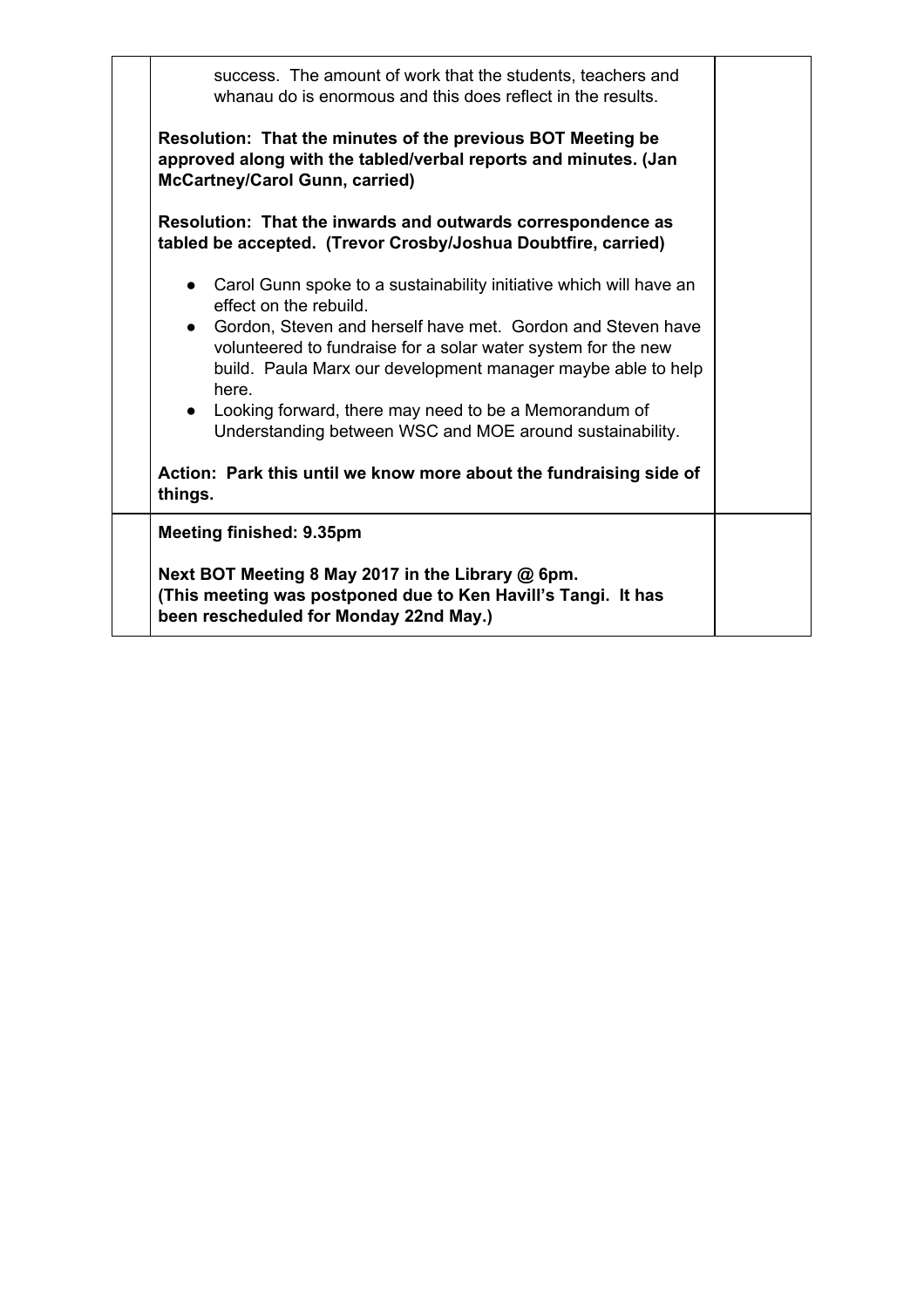| | | |
|---|---|---|
| | success. The amount of work that the students, teachers and whanau do is enormous and this does reflect in the results.<br><br>**Resolution: That the minutes of the previous BOT Meeting be approved along with the tabled/verbal reports and minutes. (Jan McCartney/Carol Gunn, carried)**<br><br>**Resolution: That the inwards and outwards correspondence as tabled be accepted. (Trevor Crosby/Joshua Doubtfire, carried)**<br><br>• Carol Gunn spoke to a sustainability initiative which will have an effect on the rebuild.<br>• Gordon, Steven and herself have met. Gordon and Steven have volunteered to fundraise for a solar water system for the new build. Paula Marx our development manager maybe able to help here.<br>• Looking forward, there may need to be a Memorandum of Understanding between WSC and MOE around sustainability.<br><br>**Action: Park this until we know more about the fundraising side of things.** | |
| | **Meeting finished: 9.35pm**<br><br>**Next BOT Meeting 8 May 2017 in the Library @ 6pm.**<br>**(This meeting was postponed due to Ken Havill's Tangi. It has been rescheduled for Monday 22nd May.)** | |